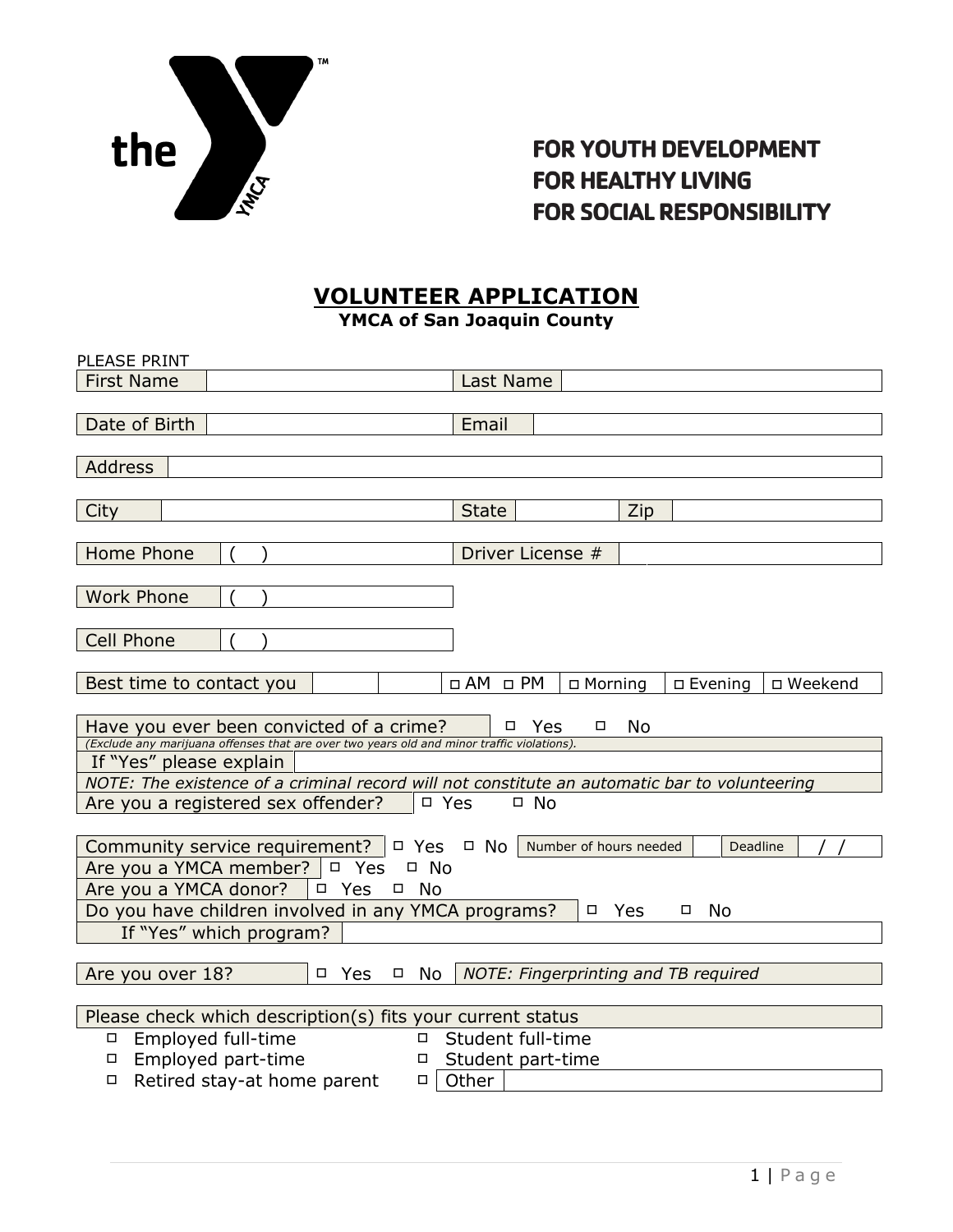FOR YOUTH DEVELOPMENT
FOR HEALTHY LIVING
FOR SOCIAL RESPONSIBILITY

# VOLUNTEER APPLICATION

**YMCA of San Joaquin County**

PLEASE PRINT

| First Name | | Last Name | |
|---|---|---|---|

| Date of Birth | | Email | |
|---|---|---|---|

| Address | |
|---|---|

| City | | State | | Zip | |
|---|---|---|---|---|---|

| Home Phone | ( ) | Driver License # | |
|---|---|---|---|

| Work Phone | ( ) |
|---|---|

| Cell Phone | ( ) |
|---|---|

| Best time to contact you | | | ◻ AM ◻ PM | ◻ Morning | ◻ Evening | ◻ Weekend |
|---|---|---|---|---|---|---|

| Have you ever been convicted of a crime? | ◻ Yes ◻ No |
|---|---|
| *(Exclude any marijuana offenses that are over two years old and minor traffic violations).* | |
| If "Yes" please explain | |
| *NOTE: The existence of a criminal record will not constitute an automatic bar to volunteering* | |
| Are you a registered sex offender? | ◻ Yes ◻ No |

| Community service requirement? | ◻ Yes ◻ No | Number of hours needed | | Deadline | / / |
|---|---|---|---|---|---|
| Are you a YMCA member? | ◻ Yes ◻ No | | | | |
| Are you a YMCA donor? | ◻ Yes ◻ No | | | | |
| Do you have children involved in any YMCA programs? | ◻ Yes ◻ No | | | | |
| If "Yes" which program? | | | | | |

| Are you over 18? | ◻ Yes ◻ No | *NOTE: Fingerprinting and TB required* |
|---|---|---|

Please check which description(s) fits your current status

- ◻ Employed full-time
- ◻ Employed part-time
- ◻ Retired stay-at home parent
- ◻ Student full-time
- ◻ Student part-time
- ◻ Other ____________________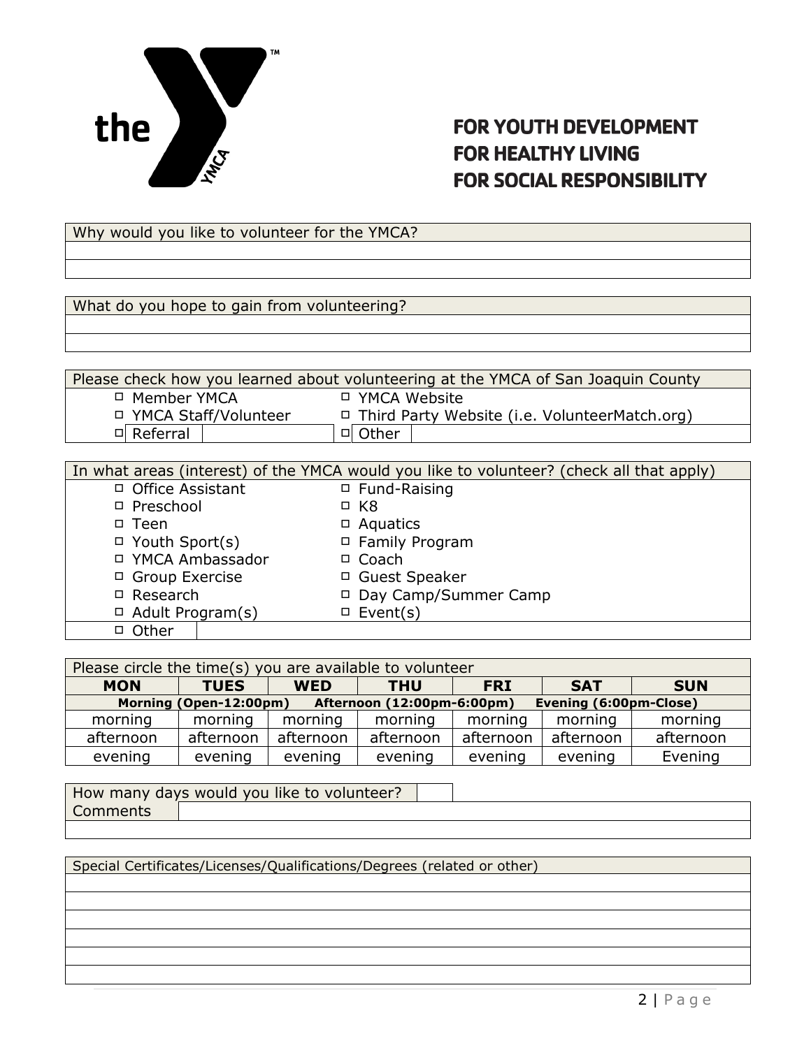**FOR YOUTH DEVELOPMENT**
**FOR HEALTHY LIVING**
**FOR SOCIAL RESPONSIBILITY**

| Why would you like to volunteer for the YMCA? |
|---|
| |
| |

| What do you hope to gain from volunteering? |
|---|
| |
| |

| Please check how you learned about volunteering at the YMCA of San Joaquin County | |
|---|---|
| ☐ Member YMCA | ☐ YMCA Website |
| ☐ YMCA Staff/Volunteer | ☐ Third Party Website (i.e. VolunteerMatch.org) |
| ☐ Referral | ☐ Other |

| In what areas (interest) of the YMCA would you like to volunteer? (check all that apply) | |
|---|---|
| ☐ Office Assistant | ☐ Fund-Raising |
| ☐ Preschool | ☐ K8 |
| ☐ Teen | ☐ Aquatics |
| ☐ Youth Sport(s) | ☐ Family Program |
| ☐ YMCA Ambassador | ☐ Coach |
| ☐ Group Exercise | ☐ Guest Speaker |
| ☐ Research | ☐ Day Camp/Summer Camp |
| ☐ Adult Program(s) | ☐ Event(s) |
| ☐ Other | |

Please circle the time(s) you are available to volunteer

| **MON** | **TUES** | **WED** | **THU** | **FRI** | **SAT** | **SUN** |
|---|---|---|---|---|---|---|
| **Morning (Open-12:00pm)** | | **Afternoon (12:00pm-6:00pm)** | | | **Evening (6:00pm-Close)** | |
| morning | morning | morning | morning | morning | morning | morning |
| afternoon | afternoon | afternoon | afternoon | afternoon | afternoon | afternoon |
| evening | evening | evening | evening | evening | evening | Evening |

| How many days would you like to volunteer? | |
|---|---|
| Comments | |
| | |

| Special Certificates/Licenses/Qualifications/Degrees (related or other) |
|---|
| |
| |
| |
| |
| |
| |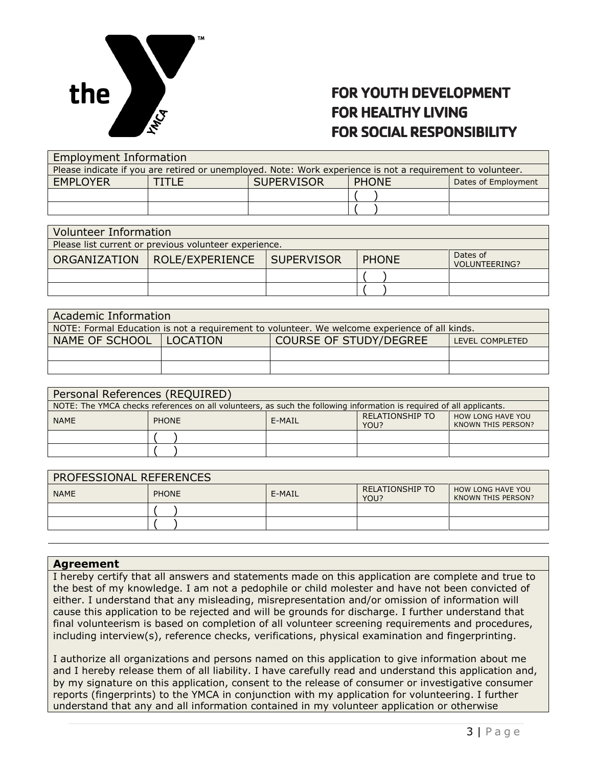**FOR YOUTH DEVELOPMENT**
**FOR HEALTHY LIVING**
**FOR SOCIAL RESPONSIBILITY**

## Employment Information

Please indicate if you are retired or unemployed. Note: Work experience is not a requirement to volunteer.

| EMPLOYER | TITLE | SUPERVISOR | PHONE | Dates of Employment |
|---|---|---|---|---|
| | | | ( ) | |
| | | | ( ) | |

## Volunteer Information

Please list current or previous volunteer experience.

| ORGANIZATION | ROLE/EXPERIENCE | SUPERVISOR | PHONE | Dates of VOLUNTEERING? |
|---|---|---|---|---|
| | | | ( ) | |
| | | | ( ) | |

## Academic Information

NOTE: Formal Education is not a requirement to volunteer. We welcome experience of all kinds.

| NAME OF SCHOOL | LOCATION | COURSE OF STUDY/DEGREE | LEVEL COMPLETED |
|---|---|---|---|
| | | | |
| | | | |

## Personal References (REQUIRED)

NOTE: The YMCA checks references on all volunteers, as such the following information is required of all applicants.

| NAME | PHONE | E-MAIL | RELATIONSHIP TO YOU? | HOW LONG HAVE YOU KNOWN THIS PERSON? |
|---|---|---|---|---|
| | ( ) | | | |
| | ( ) | | | |

## PROFESSIONAL REFERENCES

| NAME | PHONE | E-MAIL | RELATIONSHIP TO YOU? | HOW LONG HAVE YOU KNOWN THIS PERSON? |
|---|---|---|---|---|
| | ( ) | | | |
| | ( ) | | | |

## Agreement

I hereby certify that all answers and statements made on this application are complete and true to the best of my knowledge. I am not a pedophile or child molester and have not been convicted of either. I understand that any misleading, misrepresentation and/or omission of information will cause this application to be rejected and will be grounds for discharge. I further understand that final volunteerism is based on completion of all volunteer screening requirements and procedures, including interview(s), reference checks, verifications, physical examination and fingerprinting.

I authorize all organizations and persons named on this application to give information about me and I hereby release them of all liability. I have carefully read and understand this application and, by my signature on this application, consent to the release of consumer or investigative consumer reports (fingerprints) to the YMCA in conjunction with my application for volunteering. I further understand that any and all information contained in my volunteer application or otherwise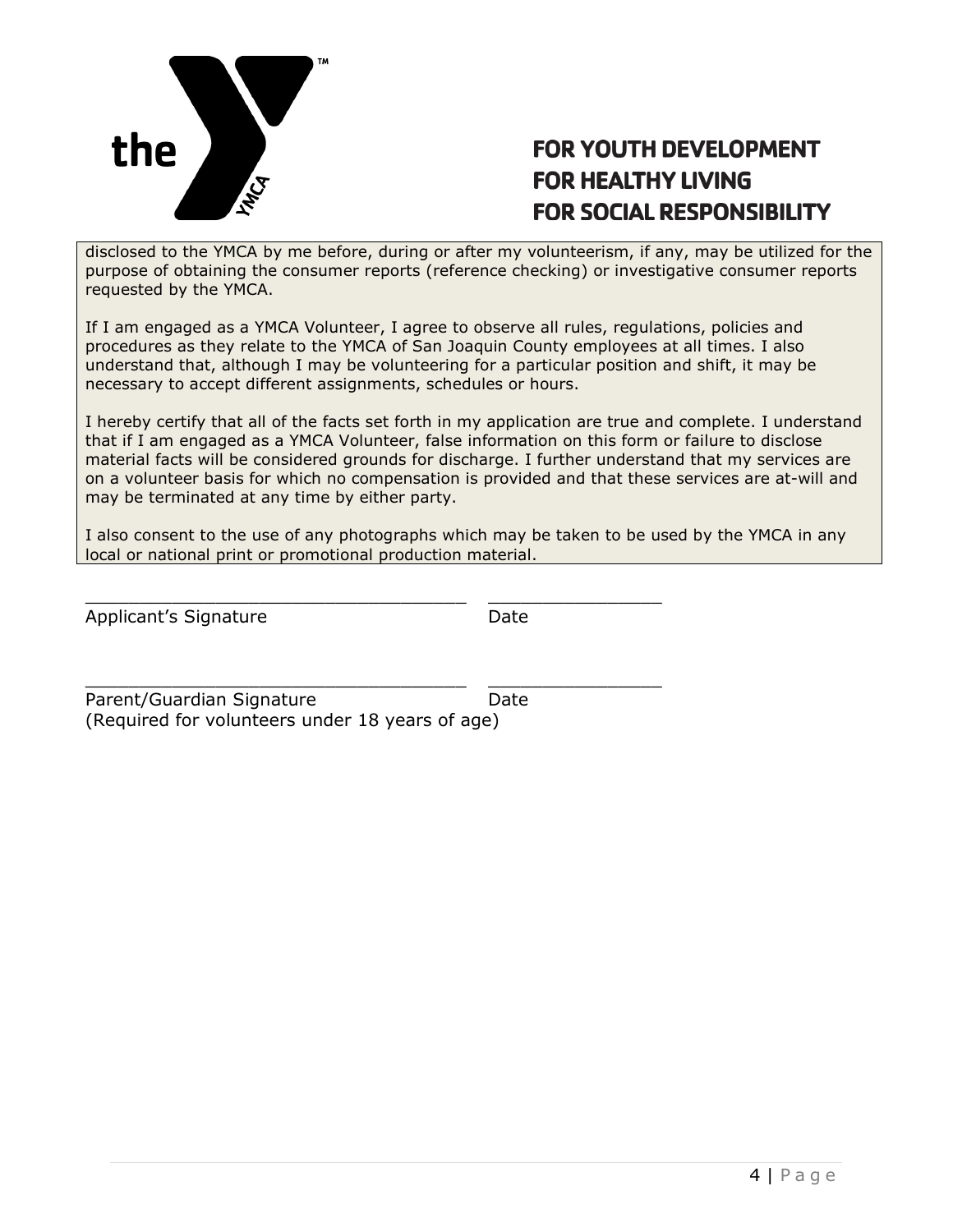**FOR YOUTH DEVELOPMENT**
**FOR HEALTHY LIVING**
**FOR SOCIAL RESPONSIBILITY**

disclosed to the YMCA by me before, during or after my volunteerism, if any, may be utilized for the purpose of obtaining the consumer reports (reference checking) or investigative consumer reports requested by the YMCA.

If I am engaged as a YMCA Volunteer, I agree to observe all rules, regulations, policies and procedures as they relate to the YMCA of San Joaquin County employees at all times. I also understand that, although I may be volunteering for a particular position and shift, it may be necessary to accept different assignments, schedules or hours.

I hereby certify that all of the facts set forth in my application are true and complete. I understand that if I am engaged as a YMCA Volunteer, false information on this form or failure to disclose material facts will be considered grounds for discharge. I further understand that my services are on a volunteer basis for which no compensation is provided and that these services are at-will and may be terminated at any time by either party.

I also consent to the use of any photographs which may be taken to be used by the YMCA in any local or national print or promotional production material.

_____________________________________ ________________
Applicant's Signature Date

_____________________________________ ________________
Parent/Guardian Signature Date
(Required for volunteers under 18 years of age)